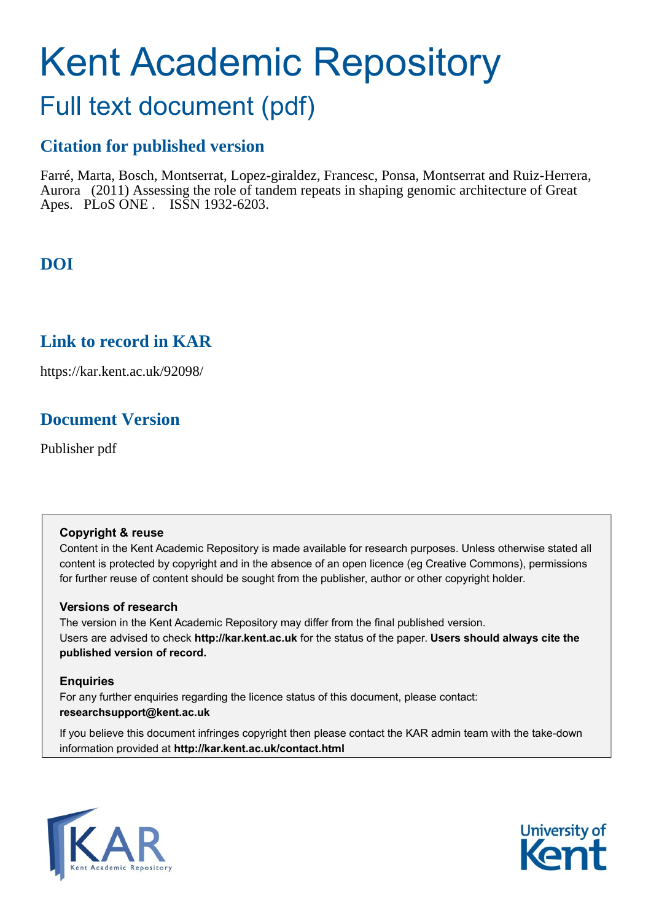# Kent Academic Repository

## Full text document (pdf)

## Citation for published version

Farré, Marta, Bosch, Montserrat, Lopez-giraldez, Francesc, Ponsa, Montserrat and Ruiz-Herrera, Aurora (2011) Assessing the role of tandem repeats in shaping genomic architecture of Great Apes. PLoS ONE . ISSN 1932-6203.

## DOI

## Link to record in KAR

https://kar.kent.ac.uk/92098/

## Document Version

Publisher pdf

**Copyright & reuse**

Content in the Kent Academic Repository is made available for research purposes. Unless otherwise stated all content is protected by copyright and in the absence of an open licence (eg Creative Commons), permissions for further reuse of content should be sought from the publisher, author or other copyright holder.

**Versions of research**

The version in the Kent Academic Repository may differ from the final published version. Users are advised to check **http://kar.kent.ac.uk** for the status of the paper. **Users should always cite the published version of record.**

**Enquiries**

For any further enquiries regarding the licence status of this document, please contact: **researchsupport@kent.ac.uk**

If you believe this document infringes copyright then please contact the KAR admin team with the take-down information provided at **http://kar.kent.ac.uk/contact.html**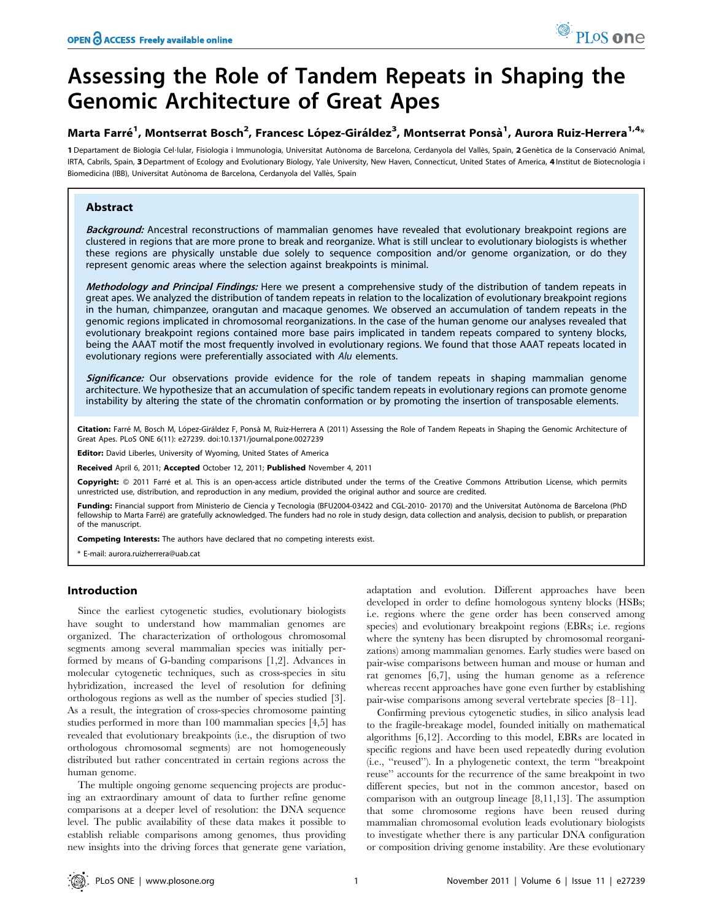# Assessing the Role of Tandem Repeats in Shaping the Genomic Architecture of Great Apes

**Marta Farré[1], Montserrat Bosch[2], Francesc López-Giráldez[3], Montserrat Ponsà[1], Aurora Ruiz-Herrera[1,4]***

**1** Departament de Biologia Cel·lular, Fisiologia i Immunologia, Universitat Autònoma de Barcelona, Cerdanyola del Vallès, Spain, **2** Genètica de la Conservació Animal, IRTA, Cabrils, Spain, **3** Department of Ecology and Evolutionary Biology, Yale University, New Haven, Connecticut, United States of America, **4** Institut de Biotecnologia i Biomedicina (IBB), Universitat Autònoma de Barcelona, Cerdanyola del Vallès, Spain

## Abstract

***Background:*** Ancestral reconstructions of mammalian genomes have revealed that evolutionary breakpoint regions are clustered in regions that are more prone to break and reorganize. What is still unclear to evolutionary biologists is whether these regions are physically unstable due solely to sequence composition and/or genome organization, or do they represent genomic areas where the selection against breakpoints is minimal.

***Methodology and Principal Findings:*** Here we present a comprehensive study of the distribution of tandem repeats in great apes. We analyzed the distribution of tandem repeats in relation to the localization of evolutionary breakpoint regions in the human, chimpanzee, orangutan and macaque genomes. We observed an accumulation of tandem repeats in the genomic regions implicated in chromosomal reorganizations. In the case of the human genome our analyses revealed that evolutionary breakpoint regions contained more base pairs implicated in tandem repeats compared to synteny blocks, being the AAAT motif the most frequently involved in evolutionary regions. We found that those AAAT repeats located in evolutionary regions were preferentially associated with *Alu* elements.

***Significance:*** Our observations provide evidence for the role of tandem repeats in shaping mammalian genome architecture. We hypothesize that an accumulation of specific tandem repeats in evolutionary regions can promote genome instability by altering the state of the chromatin conformation or by promoting the insertion of transposable elements.

**Citation:** Farré M, Bosch M, López-Giráldez F, Ponsà M, Ruiz-Herrera A (2011) Assessing the Role of Tandem Repeats in Shaping the Genomic Architecture of Great Apes. PLoS ONE 6(11): e27239. doi:10.1371/journal.pone.0027239

**Editor:** David Liberles, University of Wyoming, United States of America

**Received** April 6, 2011; **Accepted** October 12, 2011; **Published** November 4, 2011

**Copyright:** © 2011 Farré et al. This is an open-access article distributed under the terms of the Creative Commons Attribution License, which permits unrestricted use, distribution, and reproduction in any medium, provided the original author and source are credited.

**Funding:** Financial support from Ministerio de Ciencia y Tecnologia (BFU2004-03422 and CGL-2010- 20170) and the Universitat Autònoma de Barcelona (PhD fellowship to Marta Farré) are gratefully acknowledged. The funders had no role in study design, data collection and analysis, decision to publish, or preparation of the manuscript.

**Competing Interests:** The authors have declared that no competing interests exist.

\* E-mail: aurora.ruizherrera@uab.cat

## Introduction

Since the earliest cytogenetic studies, evolutionary biologists have sought to understand how mammalian genomes are organized. The characterization of orthologous chromosomal segments among several mammalian species was initially performed by means of G-banding comparisons [1,2]. Advances in molecular cytogenetic techniques, such as cross-species in situ hybridization, increased the level of resolution for defining orthologous regions as well as the number of species studied [3]. As a result, the integration of cross-species chromosome painting studies performed in more than 100 mammalian species [4,5] has revealed that evolutionary breakpoints (i.e., the disruption of two orthologous chromosomal segments) are not homogeneously distributed but rather concentrated in certain regions across the human genome.

The multiple ongoing genome sequencing projects are producing an extraordinary amount of data to further refine genome comparisons at a deeper level of resolution: the DNA sequence level. The public availability of these data makes it possible to establish reliable comparisons among genomes, thus providing new insights into the driving forces that generate gene variation, adaptation and evolution. Different approaches have been developed in order to define homologous synteny blocks (HSBs; i.e. regions where the gene order has been conserved among species) and evolutionary breakpoint regions (EBRs; i.e. regions where the synteny has been disrupted by chromosomal reorganizations) among mammalian genomes. Early studies were based on pair-wise comparisons between human and mouse or human and rat genomes [6,7], using the human genome as a reference whereas recent approaches have gone even further by establishing pair-wise comparisons among several vertebrate species [8–11].

Confirming previous cytogenetic studies, in silico analysis lead to the fragile-breakage model, founded initially on mathematical algorithms [6,12]. According to this model, EBRs are located in specific regions and have been used repeatedly during evolution (i.e., "reused"). In a phylogenetic context, the term "breakpoint reuse" accounts for the recurrence of the same breakpoint in two different species, but not in the common ancestor, based on comparison with an outgroup lineage [8,11,13]. The assumption that some chromosome regions have been reused during mammalian chromosomal evolution leads evolutionary biologists to investigate whether there is any particular DNA configuration or composition driving genome instability. Are these evolutionary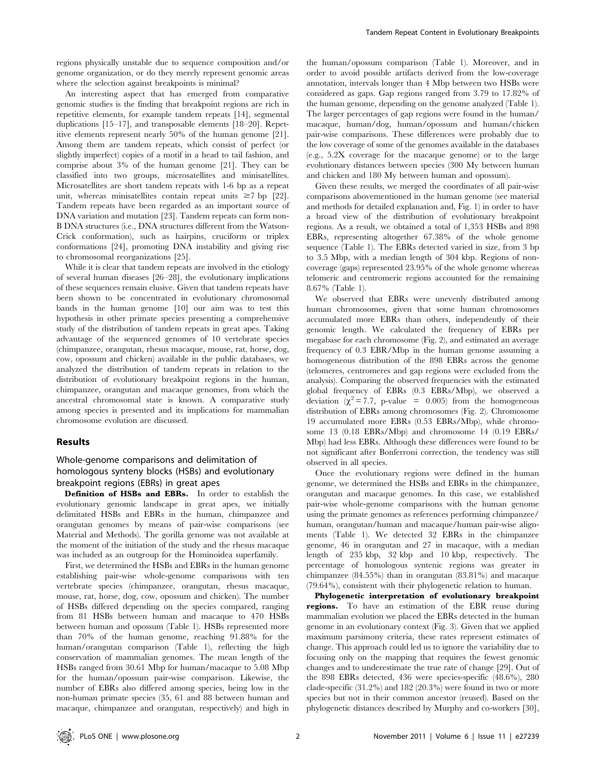regions physically unstable due to sequence composition and/or genome organization, or do they merely represent genomic areas where the selection against breakpoints is minimal?

An interesting aspect that has emerged from comparative genomic studies is the finding that breakpoint regions are rich in repetitive elements, for example tandem repeats [14], segmental duplications [15–17], and transposable elements [18–20]. Repetitive elements represent nearly 50% of the human genome [21]. Among them are tandem repeats, which consist of perfect (or slightly imperfect) copies of a motif in a head to tail fashion, and comprise about 3% of the human genome [21]. They can be classified into two groups, microsatellites and minisatellites. Microsatellites are short tandem repeats with 1-6 bp as a repeat unit, whereas minisatellites contain repeat units $\geq$7 bp [22]. Tandem repeats have been regarded as an important source of DNA variation and mutation [23]. Tandem repeats can form non-B DNA structures (i.e., DNA structures different from the Watson-Crick conformation), such as hairpins, cruciform or triplex conformations [24], promoting DNA instability and giving rise to chromosomal reorganizations [25].

While it is clear that tandem repeats are involved in the etiology of several human diseases [26–28], the evolutionary implications of these sequences remain elusive. Given that tandem repeats have been shown to be concentrated in evolutionary chromosomal bands in the human genome [10] our aim was to test this hypothesis in other primate species presenting a comprehensive study of the distribution of tandem repeats in great apes. Taking advantage of the sequenced genomes of 10 vertebrate species (chimpanzee, orangutan, rhesus macaque, mouse, rat, horse, dog, cow, opossum and chicken) available in the public databases, we analyzed the distribution of tandem repeats in relation to the distribution of evolutionary breakpoint regions in the human, chimpanzee, orangutan and macaque genomes, from which the ancestral chromosomal state is known. A comparative study among species is presented and its implications for mammalian chromosome evolution are discussed.

## Results

### Whole-genome comparisons and delimitation of homologous synteny blocks (HSBs) and evolutionary breakpoint regions (EBRs) in great apes

**Definition of HSBs and EBRs.** In order to establish the evolutionary genomic landscape in great apes, we initially delimitated HSBs and EBRs in the human, chimpanzee and orangutan genomes by means of pair-wise comparisons (see Material and Methods). The gorilla genome was not available at the moment of the initiation of the study and the rhesus macaque was included as an outgroup for the Hominoidea superfamily.

First, we determined the HSBs and EBRs in the human genome establishing pair-wise whole-genome comparisons with ten vertebrate species (chimpanzee, orangutan, rhesus macaque, mouse, rat, horse, dog, cow, opossum and chicken). The number of HSBs differed depending on the species compared, ranging from 81 HSBs between human and macaque to 470 HSBs between human and opossum (Table 1). HSBs represented more than 70% of the human genome, reaching 91.88% for the human/orangutan comparison (Table 1), reflecting the high conservation of mammalian genomes. The mean length of the HSBs ranged from 30.61 Mbp for human/macaque to 5.08 Mbp for the human/opossum pair-wise comparison. Likewise, the number of EBRs also differed among species, being low in the non-human primate species (35, 61 and 88 between human and macaque, chimpanzee and orangutan, respectively) and high in the human/opossum comparison (Table 1). Moreover, and in order to avoid possible artifacts derived from the low-coverage annotation, intervals longer than 4 Mbp between two HSBs were considered as gaps. Gap regions ranged from 3.79 to 17.82% of the human genome, depending on the genome analyzed (Table 1). The larger percentages of gap regions were found in the human/macaque, human/dog, human/opossum and human/chicken pair-wise comparisons. These differences were probably due to the low coverage of some of the genomes available in the databases (e.g., 5.2X coverage for the macaque genome) or to the large evolutionary distances between species (300 My between human and chicken and 180 My between human and opossum).

Given these results, we merged the coordinates of all pair-wise comparisons abovementioned in the human genome (see material and methods for detailed explanation and, Fig. 1) in order to have a broad view of the distribution of evolutionary breakpoint regions. As a result, we obtained a total of 1,353 HSBs and 898 EBRs, representing altogether 67.38% of the whole genome sequence (Table 1). The EBRs detected varied in size, from 3 bp to 3.5 Mbp, with a median length of 304 kbp. Regions of non-coverage (gaps) represented 23.95% of the whole genome whereas telomeric and centromeric regions accounted for the remaining 8.67% (Table 1).

We observed that EBRs were unevenly distributed among human chromosomes, given that some human chromosomes accumulated more EBRs than others, independently of their genomic length. We calculated the frequency of EBRs per megabase for each chromosome (Fig. 2), and estimated an average frequency of 0.3 EBR/Mbp in the human genome assuming a homogeneous distribution of the 898 EBRs across the genome (telomeres, centromeres and gap regions were excluded from the analysis). Comparing the observed frequencies with the estimated global frequency of EBRs (0.3 EBRs/Mbp), we observed a deviation ($\chi^2 = 7.7$, p-value = 0.005) from the homogeneous distribution of EBRs among chromosomes (Fig. 2). Chromosome 19 accumulated more EBRs (0.53 EBRs/Mbp), while chromosome 13 (0.18 EBRs/Mbp) and chromosome 14 (0.19 EBRs/Mbp) had less EBRs. Although these differences were found to be not significant after Bonferroni correction, the tendency was still observed in all species.

Once the evolutionary regions were defined in the human genome, we determined the HSBs and EBRs in the chimpanzee, orangutan and macaque genomes. In this case, we established pair-wise whole-genome comparisons with the human genome using the primate genomes as references performing chimpanzee/human, orangutan/human and macaque/human pair-wise alignments (Table 1). We detected 32 EBRs in the chimpanzee genome, 46 in orangutan and 27 in macaque, with a median length of 235 kbp, 32 kbp and 10 kbp, respectively. The percentage of homologous syntenic regions was greater in chimpanzee (84.55%) than in orangutan (83.81%) and macaque (79.64%), consistent with their phylogenetic relation to human.

**Phylogenetic interpretation of evolutionary breakpoint regions.** To have an estimation of the EBR reuse during mammalian evolution we placed the EBRs detected in the human genome in an evolutionary context (Fig. 3). Given that we applied maximum parsimony criteria, these rates represent estimates of change. This approach could led us to ignore the variability due to focusing only on the mapping that requires the fewest genomic changes and to underestimate the true rate of change [29]. Out of the 898 EBRs detected, 436 were species-specific (48.6%), 280 clade-specific (31.2%) and 182 (20.3%) were found in two or more species but not in their common ancestor (reused). Based on the phylogenetic distances described by Murphy and co-workers [30],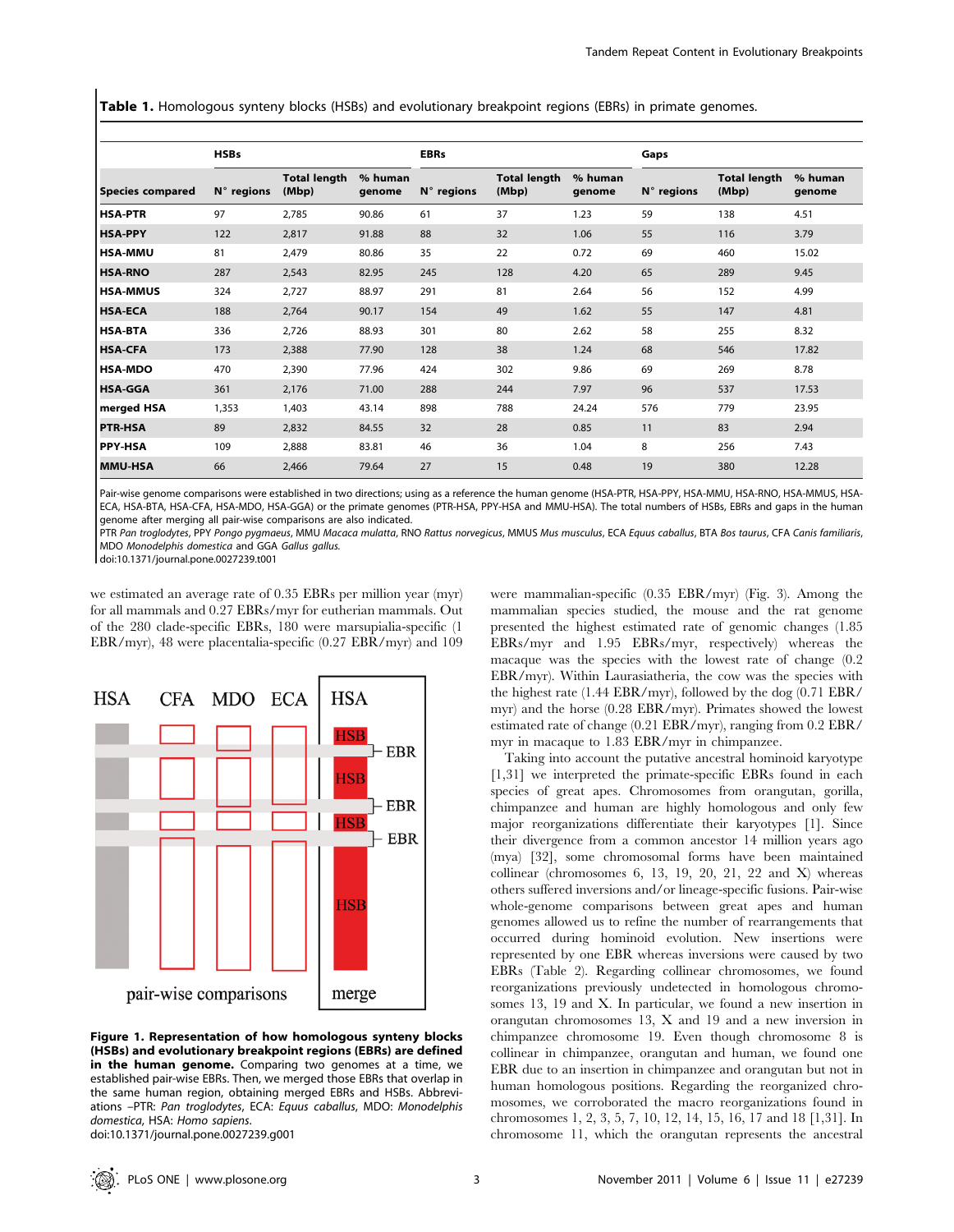**Table 1.** Homologous synteny blocks (HSBs) and evolutionary breakpoint regions (EBRs) in primate genomes.

| | HSBs | | | EBRs | | | Gaps | | |
|---|---|---|---|---|---|---|---|---|---|
| Species compared | N° regions | Total length (Mbp) | % human genome | N° regions | Total length (Mbp) | % human genome | N° regions | Total length (Mbp) | % human genome |
| **HSA-PTR** | 97 | 2,785 | 90.86 | 61 | 37 | 1.23 | 59 | 138 | 4.51 |
| **HSA-PPY** | 122 | 2,817 | 91.88 | 88 | 32 | 1.06 | 55 | 116 | 3.79 |
| **HSA-MMU** | 81 | 2,479 | 80.86 | 35 | 22 | 0.72 | 69 | 460 | 15.02 |
| **HSA-RNO** | 287 | 2,543 | 82.95 | 245 | 128 | 4.20 | 65 | 289 | 9.45 |
| **HSA-MMUS** | 324 | 2,727 | 88.97 | 291 | 81 | 2.64 | 56 | 152 | 4.99 |
| **HSA-ECA** | 188 | 2,764 | 90.17 | 154 | 49 | 1.62 | 55 | 147 | 4.81 |
| **HSA-BTA** | 336 | 2,726 | 88.93 | 301 | 80 | 2.62 | 58 | 255 | 8.32 |
| **HSA-CFA** | 173 | 2,388 | 77.90 | 128 | 38 | 1.24 | 68 | 546 | 17.82 |
| **HSA-MDO** | 470 | 2,390 | 77.96 | 424 | 302 | 9.86 | 69 | 269 | 8.78 |
| **HSA-GGA** | 361 | 2,176 | 71.00 | 288 | 244 | 7.97 | 96 | 537 | 17.53 |
| **merged HSA** | 1,353 | 1,403 | 43.14 | 898 | 788 | 24.24 | 576 | 779 | 23.95 |
| **PTR-HSA** | 89 | 2,832 | 84.55 | 32 | 28 | 0.85 | 11 | 83 | 2.94 |
| **PPY-HSA** | 109 | 2,888 | 83.81 | 46 | 36 | 1.04 | 8 | 256 | 7.43 |
| **MMU-HSA** | 66 | 2,466 | 79.64 | 27 | 15 | 0.48 | 19 | 380 | 12.28 |

Pair-wise genome comparisons were established in two directions; using as a reference the human genome (HSA-PTR, HSA-PPY, HSA-MMU, HSA-RNO, HSA-MMUS, HSA-ECA, HSA-BTA, HSA-CFA, HSA-MDO, HSA-GGA) or the primate genomes (PTR-HSA, PPY-HSA and MMU-HSA). The total numbers of HSBs, EBRs and gaps in the human genome after merging all pair-wise comparisons are also indicated.

PTR *Pan troglodytes*, PPY *Pongo pygmaeus*, MMU *Macaca mulatta*, RNO *Rattus norvegicus*, MMUS *Mus musculus*, ECA *Equus caballus*, BTA *Bos taurus*, CFA *Canis familiaris*, MDO *Monodelphis domestica* and GGA *Gallus gallus*.

doi:10.1371/journal.pone.0027239.t001

we estimated an average rate of 0.35 EBRs per million year (myr) for all mammals and 0.27 EBRs/myr for eutherian mammals. Out of the 280 clade-specific EBRs, 180 were marsupialia-specific (1 EBR/myr), 48 were placentalia-specific (0.27 EBR/myr) and 109 were mammalian-specific (0.35 EBR/myr) (Fig. 3). Among the mammalian species studied, the mouse and the rat genome presented the highest estimated rate of genomic changes (1.85 EBRs/myr and 1.95 EBRs/myr, respectively) whereas the macaque was the species with the lowest rate of change (0.2 EBR/myr). Within Laurasiatheria, the cow was the species with the highest rate (1.44 EBR/myr), followed by the dog (0.71 EBR/myr) and the horse (0.28 EBR/myr). Primates showed the lowest estimated rate of change (0.21 EBR/myr), ranging from 0.2 EBR/myr in macaque to 1.83 EBR/myr in chimpanzee.

**Figure 1. Representation of how homologous synteny blocks (HSBs) and evolutionary breakpoint regions (EBRs) are defined in the human genome.** Comparing two genomes at a time, we established pair-wise EBRs. Then, we merged those EBRs that overlap in the same human region, obtaining merged EBRs and HSBs. Abbreviations –PTR: *Pan troglodytes*, ECA: *Equus caballus*, MDO: *Monodelphis domestica*, HSA: *Homo sapiens*.
doi:10.1371/journal.pone.0027239.g001

Taking into account the putative ancestral hominoid karyotype [1,31] we interpreted the primate-specific EBRs found in each species of great apes. Chromosomes from orangutan, gorilla, chimpanzee and human are highly homologous and only few major reorganizations differentiate their karyotypes [1]. Since their divergence from a common ancestor 14 million years ago (mya) [32], some chromosomal forms have been maintained collinear (chromosomes 6, 13, 19, 20, 21, 22 and X) whereas others suffered inversions and/or lineage-specific fusions. Pair-wise whole-genome comparisons between great apes and human genomes allowed us to refine the number of rearrangements that occurred during hominoid evolution. New insertions were represented by one EBR whereas inversions were caused by two EBRs (Table 2). Regarding collinear chromosomes, we found reorganizations previously undetected in homologous chromosomes 13, 19 and X. In particular, we found a new insertion in orangutan chromosomes 13, X and 19 and a new inversion in chimpanzee chromosome 19. Even though chromosome 8 is collinear in chimpanzee, orangutan and human, we found one EBR due to an insertion in chimpanzee and orangutan but not in human homologous positions. Regarding the reorganized chromosomes, we corroborated the macro reorganizations found in chromosomes 1, 2, 3, 5, 7, 10, 12, 14, 15, 16, 17 and 18 [1,31]. In chromosome 11, which the orangutan represents the ancestral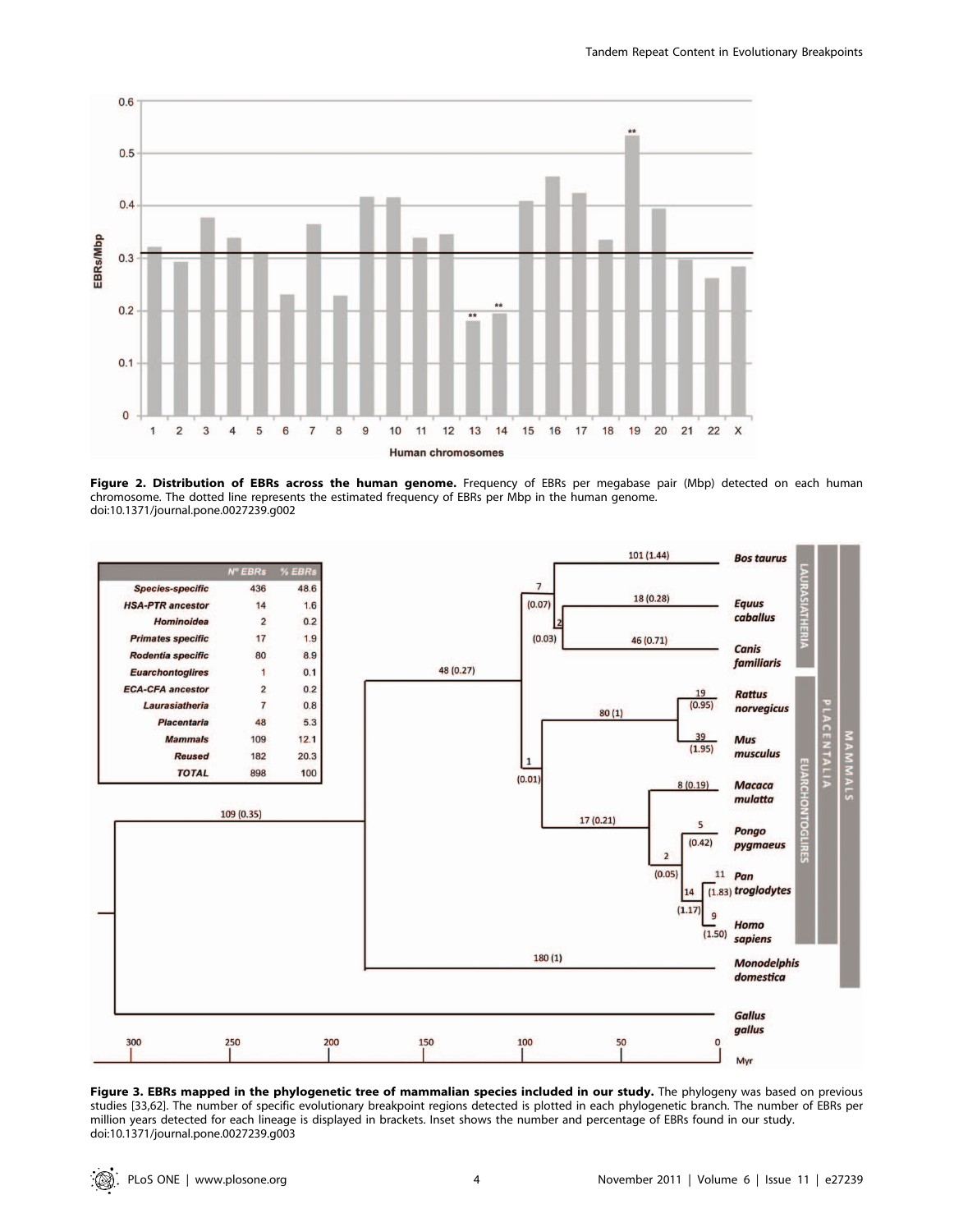**Figure 2. Distribution of EBRs across the human genome.** Frequency of EBRs per megabase pair (Mbp) detected on each human chromosome. The dotted line represents the estimated frequency of EBRs per Mbp in the human genome.
doi:10.1371/journal.pone.0027239.g002

**Figure 3. EBRs mapped in the phylogenetic tree of mammalian species included in our study.** The phylogeny was based on previous studies [33,62]. The number of specific evolutionary breakpoint regions detected is plotted in each phylogenetic branch. The number of EBRs per million years detected for each lineage is displayed in brackets. Inset shows the number and percentage of EBRs found in our study.
doi:10.1371/journal.pone.0027239.g003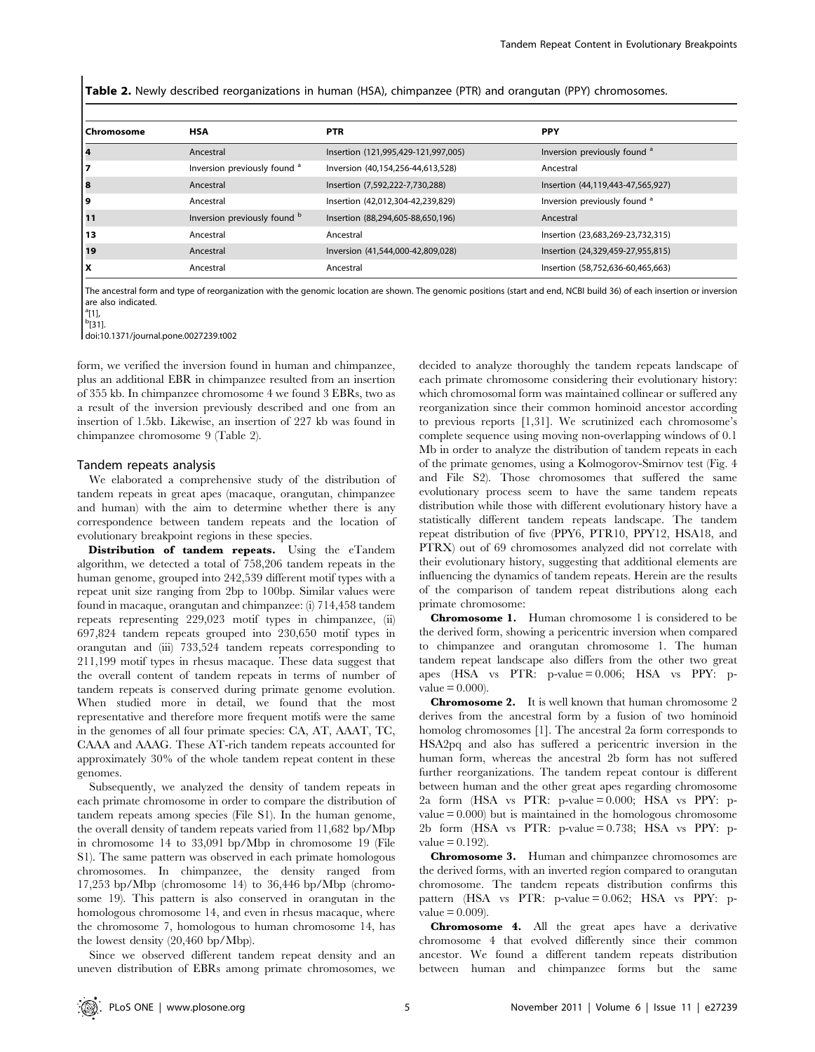**Table 2.** Newly described reorganizations in human (HSA), chimpanzee (PTR) and orangutan (PPY) chromosomes.

| Chromosome | HSA | PTR | PPY |
|---|---|---|---|
| 4 | Ancestral | Insertion (121,995,429-121,997,005) | Inversion previously found [a] |
| 7 | Inversion previously found [a] | Inversion (40,154,256-44,613,528) | Ancestral |
| 8 | Ancestral | Insertion (7,592,222-7,730,288) | Insertion (44,119,443-47,565,927) |
| 9 | Ancestral | Insertion (42,012,304-42,239,829) | Inversion previously found [a] |
| 11 | Inversion previously found [b] | Insertion (88,294,605-88,650,196) | Ancestral |
| 13 | Ancestral | Ancestral | Insertion (23,683,269-23,732,315) |
| 19 | Ancestral | Inversion (41,544,000-42,809,028) | Insertion (24,329,459-27,955,815) |
| X | Ancestral | Ancestral | Insertion (58,752,636-60,465,663) |

The ancestral form and type of reorganization with the genomic location are shown. The genomic positions (start and end, NCBI build 36) of each insertion or inversion are also indicated.
[a][1],
[b][31].
doi:10.1371/journal.pone.0027239.t002

form, we verified the inversion found in human and chimpanzee, plus an additional EBR in chimpanzee resulted from an insertion of 355 kb. In chimpanzee chromosome 4 we found 3 EBRs, two as a result of the inversion previously described and one from an insertion of 1.5kb. Likewise, an insertion of 227 kb was found in chimpanzee chromosome 9 (Table 2).

## Tandem repeats analysis

We elaborated a comprehensive study of the distribution of tandem repeats in great apes (macaque, orangutan, chimpanzee and human) with the aim to determine whether there is any correspondence between tandem repeats and the location of evolutionary breakpoint regions in these species.

**Distribution of tandem repeats.** Using the eTandem algorithm, we detected a total of 758,206 tandem repeats in the human genome, grouped into 242,539 different motif types with a repeat unit size ranging from 2bp to 100bp. Similar values were found in macaque, orangutan and chimpanzee: (i) 714,458 tandem repeats representing 229,023 motif types in chimpanzee, (ii) 697,824 tandem repeats grouped into 230,650 motif types in orangutan and (iii) 733,524 tandem repeats corresponding to 211,199 motif types in rhesus macaque. These data suggest that the overall content of tandem repeats in terms of number of tandem repeats is conserved during primate genome evolution. When studied more in detail, we found that the most representative and therefore more frequent motifs were the same in the genomes of all four primate species: CA, AT, AAAT, TC, CAAA and AAAG. These AT-rich tandem repeats accounted for approximately 30% of the whole tandem repeat content in these genomes.

Subsequently, we analyzed the density of tandem repeats in each primate chromosome in order to compare the distribution of tandem repeats among species (File S1). In the human genome, the overall density of tandem repeats varied from 11,682 bp/Mbp in chromosome 14 to 33,091 bp/Mbp in chromosome 19 (File S1). The same pattern was observed in each primate homologous chromosomes. In chimpanzee, the density ranged from 17,253 bp/Mbp (chromosome 14) to 36,446 bp/Mbp (chromosome 19). This pattern is also conserved in orangutan in the homologous chromosome 14, and even in rhesus macaque, where the chromosome 7, homologous to human chromosome 14, has the lowest density (20,460 bp/Mbp).

Since we observed different tandem repeat density and an uneven distribution of EBRs among primate chromosomes, we decided to analyze thoroughly the tandem repeats landscape of each primate chromosome considering their evolutionary history: which chromosomal form was maintained collinear or suffered any reorganization since their common hominoid ancestor according to previous reports [1,31]. We scrutinized each chromosome's complete sequence using moving non-overlapping windows of 0.1 Mb in order to analyze the distribution of tandem repeats in each of the primate genomes, using a Kolmogorov-Smirnov test (Fig. 4 and File S2). Those chromosomes that suffered the same evolutionary process seem to have the same tandem repeats distribution while those with different evolutionary history have a statistically different tandem repeats landscape. The tandem repeat distribution of five (PPY6, PTR10, PPY12, HSA18, and PTRX) out of 69 chromosomes analyzed did not correlate with their evolutionary history, suggesting that additional elements are influencing the dynamics of tandem repeats. Herein are the results of the comparison of tandem repeat distributions along each primate chromosome:

**Chromosome 1.** Human chromosome 1 is considered to be the derived form, showing a pericentric inversion when compared to chimpanzee and orangutan chromosome 1. The human tandem repeat landscape also differs from the other two great apes (HSA vs PTR: p-value = 0.006; HSA vs PPY: p-value = 0.000).

**Chromosome 2.** It is well known that human chromosome 2 derives from the ancestral form by a fusion of two hominoid homolog chromosomes [1]. The ancestral 2a form corresponds to HSA2pq and also has suffered a pericentric inversion in the human form, whereas the ancestral 2b form has not suffered further reorganizations. The tandem repeat contour is different between human and the other great apes regarding chromosome 2a form (HSA vs PTR: p-value = 0.000; HSA vs PPY: p-value = 0.000) but is maintained in the homologous chromosome 2b form (HSA vs PTR: p-value = 0.738; HSA vs PPY: p-value = 0.192).

**Chromosome 3.** Human and chimpanzee chromosomes are the derived forms, with an inverted region compared to orangutan chromosome. The tandem repeats distribution confirms this pattern (HSA vs PTR: p-value = 0.062; HSA vs PPY: p-value = 0.009).

**Chromosome 4.** All the great apes have a derivative chromosome 4 that evolved differently since their common ancestor. We found a different tandem repeats distribution between human and chimpanzee forms but the same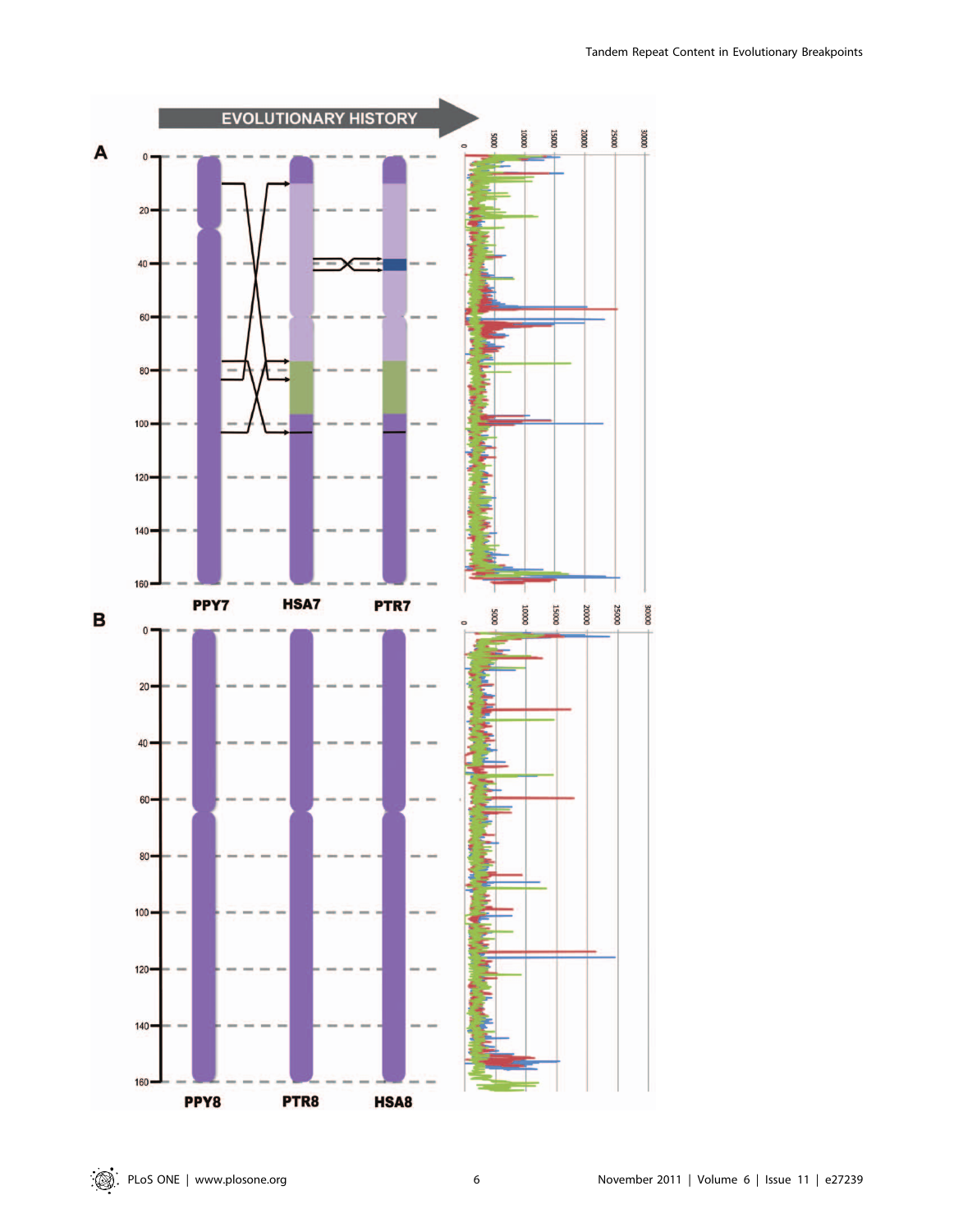EVOLUTIONARY HISTORY

**A**

PPY7 HSA7 PTR7

**B**

PPY8 PTR8 HSA8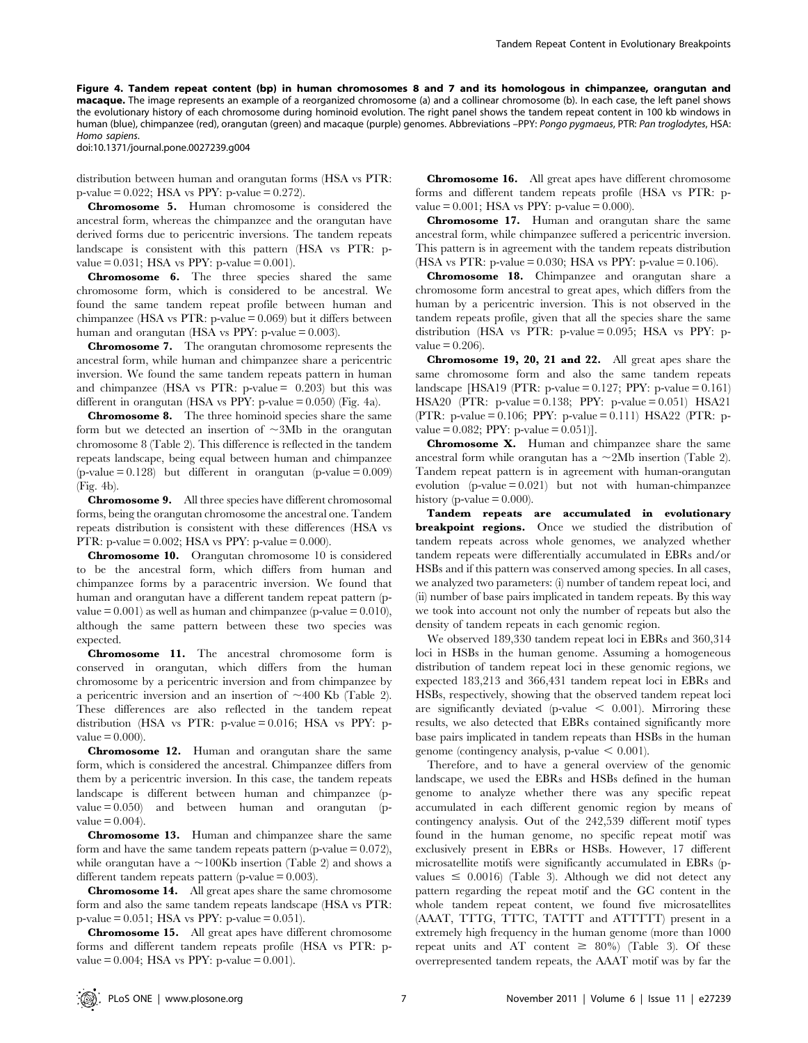**Figure 4. Tandem repeat content (bp) in human chromosomes 8 and 7 and its homologous in chimpanzee, orangutan and macaque.** The image represents an example of a reorganized chromosome (a) and a collinear chromosome (b). In each case, the left panel shows the evolutionary history of each chromosome during hominoid evolution. The right panel shows the tandem repeat content in 100 kb windows in human (blue), chimpanzee (red), orangutan (green) and macaque (purple) genomes. Abbreviations –PPY: *Pongo pygmaeus*, PTR: *Pan troglodytes*, HSA: *Homo sapiens*.

doi:10.1371/journal.pone.0027239.g004

distribution between human and orangutan forms (HSA vs PTR: p-value = 0.022; HSA vs PPY: p-value = 0.272).

**Chromosome 5.** Human chromosome is considered the ancestral form, whereas the chimpanzee and the orangutan have derived forms due to pericentric inversions. The tandem repeats landscape is consistent with this pattern (HSA vs PTR: p-value = 0.031; HSA vs PPY: p-value = 0.001).

**Chromosome 6.** The three species shared the same chromosome form, which is considered to be ancestral. We found the same tandem repeat profile between human and chimpanzee (HSA vs PTR: p-value = 0.069) but it differs between human and orangutan (HSA vs PPY: p-value = 0.003).

**Chromosome 7.** The orangutan chromosome represents the ancestral form, while human and chimpanzee share a pericentric inversion. We found the same tandem repeats pattern in human and chimpanzee (HSA vs PTR: p-value = 0.203) but this was different in orangutan (HSA vs PPY: p-value = 0.050) (Fig. 4a).

**Chromosome 8.** The three hominoid species share the same form but we detected an insertion of ~3Mb in the orangutan chromosome 8 (Table 2). This difference is reflected in the tandem repeats landscape, being equal between human and chimpanzee (p-value = 0.128) but different in orangutan (p-value = 0.009) (Fig. 4b).

**Chromosome 9.** All three species have different chromosomal forms, being the orangutan chromosome the ancestral one. Tandem repeats distribution is consistent with these differences (HSA vs PTR: p-value = 0.002; HSA vs PPY: p-value = 0.000).

**Chromosome 10.** Orangutan chromosome 10 is considered to be the ancestral form, which differs from human and chimpanzee forms by a paracentric inversion. We found that human and orangutan have a different tandem repeat pattern (p-value = 0.001) as well as human and chimpanzee (p-value = 0.010), although the same pattern between these two species was expected.

**Chromosome 11.** The ancestral chromosome form is conserved in orangutan, which differs from the human chromosome by a pericentric inversion and from chimpanzee by a pericentric inversion and an insertion of ~400 Kb (Table 2). These differences are also reflected in the tandem repeat distribution (HSA vs PTR: p-value = 0.016; HSA vs PPY: p-value = 0.000).

**Chromosome 12.** Human and orangutan share the same form, which is considered the ancestral. Chimpanzee differs from them by a pericentric inversion. In this case, the tandem repeats landscape is different between human and chimpanzee (p-value = 0.050) and between human and orangutan (p-value = 0.004).

**Chromosome 13.** Human and chimpanzee share the same form and have the same tandem repeats pattern (p-value = 0.072), while orangutan have a ~100Kb insertion (Table 2) and shows a different tandem repeats pattern (p-value = 0.003).

**Chromosome 14.** All great apes share the same chromosome form and also the same tandem repeats landscape (HSA vs PTR: p-value = 0.051; HSA vs PPY: p-value = 0.051).

**Chromosome 15.** All great apes have different chromosome forms and different tandem repeats profile (HSA vs PTR: p-value = 0.004; HSA vs PPY: p-value = 0.001).

**Chromosome 16.** All great apes have different chromosome forms and different tandem repeats profile (HSA vs PTR: p-value = 0.001; HSA vs PPY: p-value = 0.000).

**Chromosome 17.** Human and orangutan share the same ancestral form, while chimpanzee suffered a pericentric inversion. This pattern is in agreement with the tandem repeats distribution (HSA vs PTR: p-value = 0.030; HSA vs PPY: p-value = 0.106).

**Chromosome 18.** Chimpanzee and orangutan share a chromosome form ancestral to great apes, which differs from the human by a pericentric inversion. This is not observed in the tandem repeats profile, given that all the species share the same distribution (HSA vs PTR: p-value = 0.095; HSA vs PPY: p-value = 0.206).

**Chromosome 19, 20, 21 and 22.** All great apes share the same chromosome form and also the same tandem repeats landscape [HSA19 (PTR: p-value = 0.127; PPY: p-value = 0.161) HSA20 (PTR: p-value = 0.138; PPY: p-value = 0.051) HSA21 (PTR: p-value = 0.106; PPY: p-value = 0.111) HSA22 (PTR: p-value = 0.082; PPY: p-value = 0.051)].

**Chromosome X.** Human and chimpanzee share the same ancestral form while orangutan has a ~2Mb insertion (Table 2). Tandem repeat pattern is in agreement with human-orangutan evolution (p-value = 0.021) but not with human-chimpanzee history (p-value = 0.000).

**Tandem repeats are accumulated in evolutionary breakpoint regions.** Once we studied the distribution of tandem repeats across whole genomes, we analyzed whether tandem repeats were differentially accumulated in EBRs and/or HSBs and if this pattern was conserved among species. In all cases, we analyzed two parameters: (i) number of tandem repeat loci, and (ii) number of base pairs implicated in tandem repeats. By this way we took into account not only the number of repeats but also the density of tandem repeats in each genomic region.

We observed 189,330 tandem repeat loci in EBRs and 360,314 loci in HSBs in the human genome. Assuming a homogeneous distribution of tandem repeat loci in these genomic regions, we expected 183,213 and 366,431 tandem repeat loci in EBRs and HSBs, respectively, showing that the observed tandem repeat loci are significantly deviated ($p\text{-value} < 0.001$). Mirroring these results, we also detected that EBRs contained significantly more base pairs implicated in tandem repeats than HSBs in the human genome (contingency analysis, $p\text{-value} < 0.001$).

Therefore, and to have a general overview of the genomic landscape, we used the EBRs and HSBs defined in the human genome to analyze whether there was any specific repeat accumulated in each different genomic region by means of contingency analysis. Out of the 242,539 different motif types found in the human genome, no specific repeat motif was exclusively present in EBRs or HSBs. However, 17 different microsatellite motifs were significantly accumulated in EBRs ($p\text{-values} \leq 0.0016$) (Table 3). Although we did not detect any pattern regarding the repeat motif and the GC content in the whole tandem repeat content, we found five microsatellites (AAAT, TTTG, TTTC, TATTT and ATTTTT) present in a extremely high frequency in the human genome (more than 1000 repeat units and AT content $\geq$ 80%) (Table 3). Of these overrepresented tandem repeats, the AAAT motif was by far the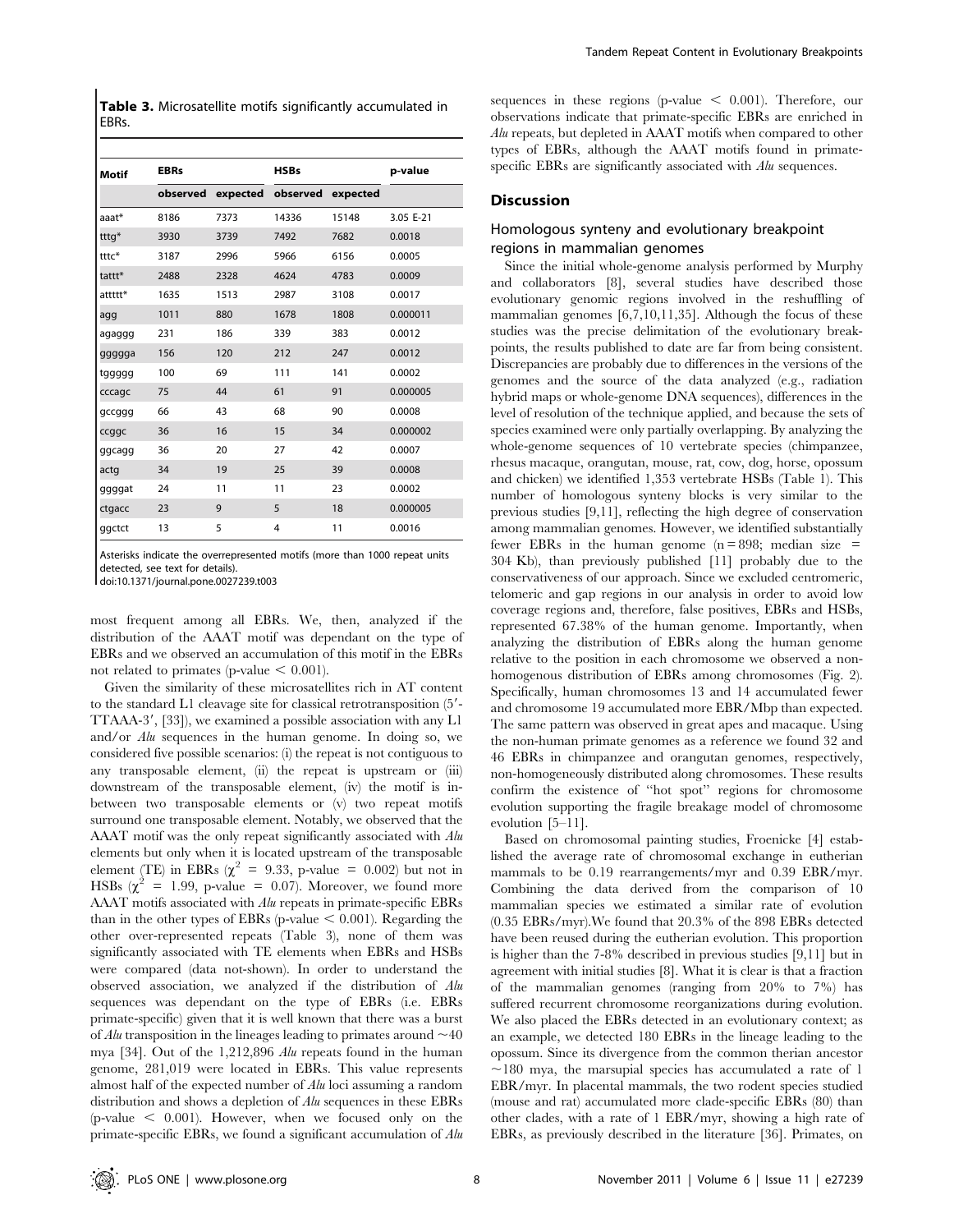**Table 3.** Microsatellite motifs significantly accumulated in EBRs.

| Motif | EBRs | | HSBs | | p-value |
|---|---|---|---|---|---|
| | observed | expected | observed | expected | |
| aaat* | 8186 | 7373 | 14336 | 15148 | 3.05 E-21 |
| tttg* | 3930 | 3739 | 7492 | 7682 | 0.0018 |
| tttc* | 3187 | 2996 | 5966 | 6156 | 0.0005 |
| tattt* | 2488 | 2328 | 4624 | 4783 | 0.0009 |
| attttt* | 1635 | 1513 | 2987 | 3108 | 0.0017 |
| agg | 1011 | 880 | 1678 | 1808 | 0.000011 |
| agaggg | 231 | 186 | 339 | 383 | 0.0012 |
| gggggа | 156 | 120 | 212 | 247 | 0.0012 |
| tggggg | 100 | 69 | 111 | 141 | 0.0002 |
| cccagc | 75 | 44 | 61 | 91 | 0.000005 |
| gccggg | 66 | 43 | 68 | 90 | 0.0008 |
| ccggc | 36 | 16 | 15 | 34 | 0.000002 |
| ggcagg | 36 | 20 | 27 | 42 | 0.0007 |
| actg | 34 | 19 | 25 | 39 | 0.0008 |
| ggggat | 24 | 11 | 11 | 23 | 0.0002 |
| ctgacc | 23 | 9 | 5 | 18 | 0.000005 |
| ggctct | 13 | 5 | 4 | 11 | 0.0016 |

Asterisks indicate the overrepresented motifs (more than 1000 repeat units detected, see text for details).
doi:10.1371/journal.pone.0027239.t003

most frequent among all EBRs. We, then, analyzed if the distribution of the AAAT motif was dependant on the type of EBRs and we observed an accumulation of this motif in the EBRs not related to primates (p-value $< 0.001$).

Given the similarity of these microsatellites rich in AT content to the standard L1 cleavage site for classical retrotransposition (5′-TTAAA-3′, [33]), we examined a possible association with any L1 and/or *Alu* sequences in the human genome. In doing so, we considered five possible scenarios: (i) the repeat is not contiguous to any transposable element, (ii) the repeat is upstream or (iii) downstream of the transposable element, (iv) the motif is in-between two transposable elements or (v) two repeat motifs surround one transposable element. Notably, we observed that the AAAT motif was the only repeat significantly associated with *Alu* elements but only when it is located upstream of the transposable element (TE) in EBRs ($\chi^2$ = 9.33, p-value = 0.002) but not in HSBs ($\chi^2$ = 1.99, p-value = 0.07). Moreover, we found more AAAT motifs associated with *Alu* repeats in primate-specific EBRs than in the other types of EBRs (p-value $< 0.001$). Regarding the other over-represented repeats (Table 3), none of them was significantly associated with TE elements when EBRs and HSBs were compared (data not-shown). In order to understand the observed association, we analyzed if the distribution of *Alu* sequences was dependant on the type of EBRs (i.e. EBRs primate-specific) given that it is well known that there was a burst of *Alu* transposition in the lineages leading to primates around ~40 mya [34]. Out of the 1,212,896 *Alu* repeats found in the human genome, 281,019 were located in EBRs. This value represents almost half of the expected number of *Alu* loci assuming a random distribution and shows a depletion of *Alu* sequences in these EBRs (p-value $< 0.001$). However, when we focused only on the primate-specific EBRs, we found a significant accumulation of *Alu* sequences in these regions (p-value $< 0.001$). Therefore, our observations indicate that primate-specific EBRs are enriched in *Alu* repeats, but depleted in AAAT motifs when compared to other types of EBRs, although the AAAT motifs found in primate-specific EBRs are significantly associated with *Alu* sequences.

## Discussion

### Homologous synteny and evolutionary breakpoint regions in mammalian genomes

Since the initial whole-genome analysis performed by Murphy and collaborators [8], several studies have described those evolutionary genomic regions involved in the reshuffling of mammalian genomes [6,7,10,11,35]. Although the focus of these studies was the precise delimitation of the evolutionary breakpoints, the results published to date are far from being consistent. Discrepancies are probably due to differences in the versions of the genomes and the source of the data analyzed (e.g., radiation hybrid maps or whole-genome DNA sequences), differences in the level of resolution of the technique applied, and because the sets of species examined were only partially overlapping. By analyzing the whole-genome sequences of 10 vertebrate species (chimpanzee, rhesus macaque, orangutan, mouse, rat, cow, dog, horse, opossum and chicken) we identified 1,353 vertebrate HSBs (Table 1). This number of homologous synteny blocks is very similar to the previous studies [9,11], reflecting the high degree of conservation among mammalian genomes. However, we identified substantially fewer EBRs in the human genome (n = 898; median size = 304 Kb), than previously published [11] probably due to the conservativeness of our approach. Since we excluded centromeric, telomeric and gap regions in our analysis in order to avoid low coverage regions and, therefore, false positives, EBRs and HSBs, represented 67.38% of the human genome. Importantly, when analyzing the distribution of EBRs along the human genome relative to the position in each chromosome we observed a non-homogenous distribution of EBRs among chromosomes (Fig. 2). Specifically, human chromosomes 13 and 14 accumulated fewer and chromosome 19 accumulated more EBR/Mbp than expected. The same pattern was observed in great apes and macaque. Using the non-human primate genomes as a reference we found 32 and 46 EBRs in chimpanzee and orangutan genomes, respectively, non-homogeneously distributed along chromosomes. These results confirm the existence of "hot spot" regions for chromosome evolution supporting the fragile breakage model of chromosome evolution [5–11].

Based on chromosomal painting studies, Froenicke [4] established the average rate of chromosomal exchange in eutherian mammals to be 0.19 rearrangements/myr and 0.39 EBR/myr. Combining the data derived from the comparison of 10 mammalian species we estimated a similar rate of evolution (0.35 EBRs/myr).We found that 20.3% of the 898 EBRs detected have been reused during the eutherian evolution. This proportion is higher than the 7-8% described in previous studies [9,11] but in agreement with initial studies [8]. What it is clear is that a fraction of the mammalian genomes (ranging from 20% to 7%) has suffered recurrent chromosome reorganizations during evolution. We also placed the EBRs detected in an evolutionary context; as an example, we detected 180 EBRs in the lineage leading to the opossum. Since its divergence from the common therian ancestor ~180 mya, the marsupial species has accumulated a rate of 1 EBR/myr. In placental mammals, the two rodent species studied (mouse and rat) accumulated more clade-specific EBRs (80) than other clades, with a rate of 1 EBR/myr, showing a high rate of EBRs, as previously described in the literature [36]. Primates, on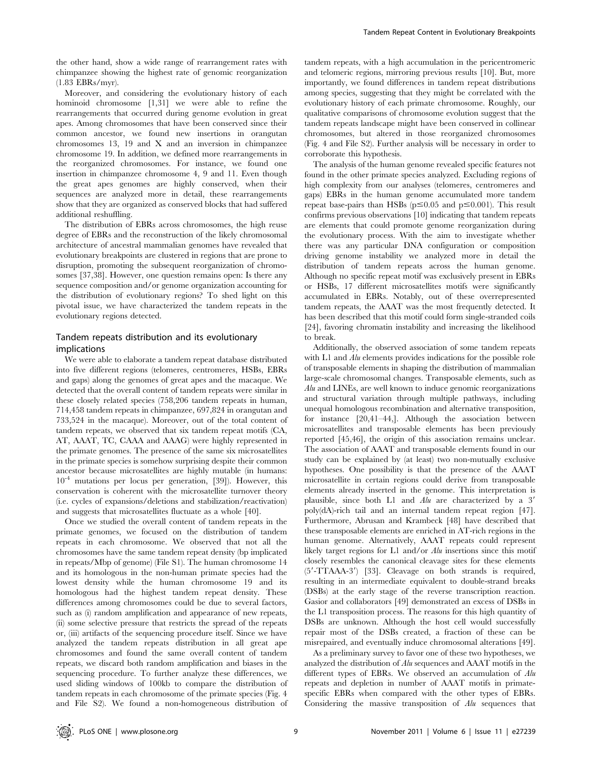the other hand, show a wide range of rearrangement rates with chimpanzee showing the highest rate of genomic reorganization (1.83 EBRs/myr).

Moreover, and considering the evolutionary history of each hominoid chromosome [1,31] we were able to refine the rearrangements that occurred during genome evolution in great apes. Among chromosomes that have been conserved since their common ancestor, we found new insertions in orangutan chromosomes 13, 19 and X and an inversion in chimpanzee chromosome 19. In addition, we defined more rearrangements in the reorganized chromosomes. For instance, we found one insertion in chimpanzee chromosome 4, 9 and 11. Even though the great apes genomes are highly conserved, when their sequences are analyzed more in detail, these rearrangements show that they are organized as conserved blocks that had suffered additional reshuffling.

The distribution of EBRs across chromosomes, the high reuse degree of EBRs and the reconstruction of the likely chromosomal architecture of ancestral mammalian genomes have revealed that evolutionary breakpoints are clustered in regions that are prone to disruption, promoting the subsequent reorganization of chromosomes [37,38]. However, one question remains open: Is there any sequence composition and/or genome organization accounting for the distribution of evolutionary regions? To shed light on this pivotal issue, we have characterized the tandem repeats in the evolutionary regions detected.

## Tandem repeats distribution and its evolutionary implications

We were able to elaborate a tandem repeat database distributed into five different regions (telomeres, centromeres, HSBs, EBRs and gaps) along the genomes of great apes and the macaque. We detected that the overall content of tandem repeats were similar in these closely related species (758,206 tandem repeats in human, 714,458 tandem repeats in chimpanzee, 697,824 in orangutan and 733,524 in the macaque). Moreover, out of the total content of tandem repeats, we observed that six tandem repeat motifs (CA, AT, AAAT, TC, CAAA and AAAG) were highly represented in the primate genomes. The presence of the same six microsatellites in the primate species is somehow surprising despite their common ancestor because microsatellites are highly mutable (in humans: $10^{-4}$ mutations per locus per generation, [39]). However, this conservation is coherent with the microsatellite turnover theory (i.e. cycles of expansions/deletions and stabilization/reactivation) and suggests that microsatellites fluctuate as a whole [40].

Once we studied the overall content of tandem repeats in the primate genomes, we focused on the distribution of tandem repeats in each chromosome. We observed that not all the chromosomes have the same tandem repeat density (bp implicated in repeats/Mbp of genome) (File S1). The human chromosome 14 and its homologous in the non-human primate species had the lowest density while the human chromosome 19 and its homologous had the highest tandem repeat density. These differences among chromosomes could be due to several factors, such as (i) random amplification and appearance of new repeats, (ii) some selective pressure that restricts the spread of the repeats or, (iii) artifacts of the sequencing procedure itself. Since we have analyzed the tandem repeats distribution in all great ape chromosomes and found the same overall content of tandem repeats, we discard both random amplification and biases in the sequencing procedure. To further analyze these differences, we used sliding windows of 100kb to compare the distribution of tandem repeats in each chromosome of the primate species (Fig. 4 and File S2). We found a non-homogeneous distribution of tandem repeats, with a high accumulation in the pericentromeric and telomeric regions, mirroring previous results [10]. But, more importantly, we found differences in tandem repeat distributions among species, suggesting that they might be correlated with the evolutionary history of each primate chromosome. Roughly, our qualitative comparisons of chromosome evolution suggest that the tandem repeats landscape might have been conserved in collinear chromosomes, but altered in those reorganized chromosomes (Fig. 4 and File S2). Further analysis will be necessary in order to corroborate this hypothesis.

The analysis of the human genome revealed specific features not found in the other primate species analyzed. Excluding regions of high complexity from our analyses (telomeres, centromeres and gaps) EBRs in the human genome accumulated more tandem repeat base-pairs than HSBs ($p \leq 0.05$ and $p \leq 0.001$). This result confirms previous observations [10] indicating that tandem repeats are elements that could promote genome reorganization during the evolutionary process. With the aim to investigate whether there was any particular DNA configuration or composition driving genome instability we analyzed more in detail the distribution of tandem repeats across the human genome. Although no specific repeat motif was exclusively present in EBRs or HSBs, 17 different microsatellites motifs were significantly accumulated in EBRs. Notably, out of these overrepresented tandem repeats, the AAAT was the most frequently detected. It has been described that this motif could form single-stranded coils [24], favoring chromatin instability and increasing the likelihood to break.

Additionally, the observed association of some tandem repeats with L1 and *Alu* elements provides indications for the possible role of transposable elements in shaping the distribution of mammalian large-scale chromosomal changes. Transposable elements, such as *Alu* and LINEs, are well known to induce genomic reorganizations and structural variation through multiple pathways, including unequal homologous recombination and alternative transposition, for instance [20,41–44,]. Although the association between microsatellites and transposable elements has been previously reported [45,46], the origin of this association remains unclear. The association of AAAT and transposable elements found in our study can be explained by (at least) two non-mutually exclusive hypotheses. One possibility is that the presence of the AAAT microsatellite in certain regions could derive from transposable elements already inserted in the genome. This interpretation is plausible, since both L1 and *Alu* are characterized by a 3′ poly(dA)-rich tail and an internal tandem repeat region [47]. Furthermore, Abrusan and Krambeck [48] have described that these transposable elements are enriched in AT-rich regions in the human genome. Alternatively, AAAT repeats could represent likely target regions for L1 and/or *Alu* insertions since this motif closely resembles the canonical cleavage sites for these elements (5′-TTAAA-3′) [33]. Cleavage on both strands is required, resulting in an intermediate equivalent to double-strand breaks (DSBs) at the early stage of the reverse transcription reaction. Gasior and collaborators [49] demonstrated an excess of DSBs in the L1 transposition process. The reasons for this high quantity of DSBs are unknown. Although the host cell would successfully repair most of the DSBs created, a fraction of these can be misrepaired, and eventually induce chromosomal alterations [49].

As a preliminary survey to favor one of these two hypotheses, we analyzed the distribution of *Alu* sequences and AAAT motifs in the different types of EBRs. We observed an accumulation of *Alu* repeats and depletion in number of AAAT motifs in primate-specific EBRs when compared with the other types of EBRs. Considering the massive transposition of *Alu* sequences that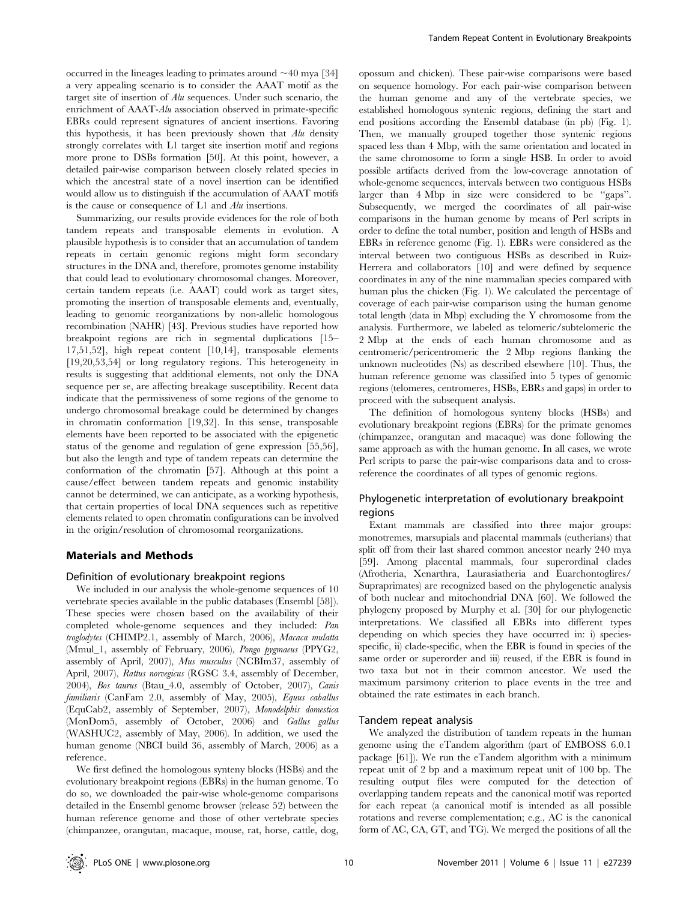occurred in the lineages leading to primates around ~40 mya [34] a very appealing scenario is to consider the AAAT motif as the target site of insertion of *Alu* sequences. Under such scenario, the enrichment of AAAT-*Alu* association observed in primate-specific EBRs could represent signatures of ancient insertions. Favoring this hypothesis, it has been previously shown that *Alu* density strongly correlates with L1 target site insertion motif and regions more prone to DSBs formation [50]. At this point, however, a detailed pair-wise comparison between closely related species in which the ancestral state of a novel insertion can be identified would allow us to distinguish if the accumulation of AAAT motifs is the cause or consequence of L1 and *Alu* insertions.

Summarizing, our results provide evidences for the role of both tandem repeats and transposable elements in evolution. A plausible hypothesis is to consider that an accumulation of tandem repeats in certain genomic regions might form secondary structures in the DNA and, therefore, promotes genome instability that could lead to evolutionary chromosomal changes. Moreover, certain tandem repeats (i.e. AAAT) could work as target sites, promoting the insertion of transposable elements and, eventually, leading to genomic reorganizations by non-allelic homologous recombination (NAHR) [43]. Previous studies have reported how breakpoint regions are rich in segmental duplications [15–17,51,52], high repeat content [10,14], transposable elements [19,20,53,54] or long regulatory regions. This heterogeneity in results is suggesting that additional elements, not only the DNA sequence per se, are affecting breakage susceptibility. Recent data indicate that the permissiveness of some regions of the genome to undergo chromosomal breakage could be determined by changes in chromatin conformation [19,32]. In this sense, transposable elements have been reported to be associated with the epigenetic status of the genome and regulation of gene expression [55,56], but also the length and type of tandem repeats can determine the conformation of the chromatin [57]. Although at this point a cause/effect between tandem repeats and genomic instability cannot be determined, we can anticipate, as a working hypothesis, that certain properties of local DNA sequences such as repetitive elements related to open chromatin configurations can be involved in the origin/resolution of chromosomal reorganizations.

## Materials and Methods

### Definition of evolutionary breakpoint regions

We included in our analysis the whole-genome sequences of 10 vertebrate species available in the public databases (Ensembl [58]). These species were chosen based on the availability of their completed whole-genome sequences and they included: *Pan troglodytes* (CHIMP2.1, assembly of March, 2006), *Macaca mulatta* (Mmul_1, assembly of February, 2006), *Pongo pygmaeus* (PPYG2, assembly of April, 2007), *Mus musculus* (NCBIm37, assembly of April, 2007), *Rattus norvegicus* (RGSC 3.4, assembly of December, 2004), *Bos taurus* (Btau_4.0, assembly of October, 2007), *Canis familiaris* (CanFam 2.0, assembly of May, 2005), *Equus caballus* (EquCab2, assembly of September, 2007), *Monodelphis domestica* (MonDom5, assembly of October, 2006) and *Gallus gallus* (WASHUC2, assembly of May, 2006). In addition, we used the human genome (NBCI build 36, assembly of March, 2006) as a reference.

We first defined the homologous synteny blocks (HSBs) and the evolutionary breakpoint regions (EBRs) in the human genome. To do so, we downloaded the pair-wise whole-genome comparisons detailed in the Ensembl genome browser (release 52) between the human reference genome and those of other vertebrate species (chimpanzee, orangutan, macaque, mouse, rat, horse, cattle, dog, opossum and chicken). These pair-wise comparisons were based on sequence homology. For each pair-wise comparison between the human genome and any of the vertebrate species, we established homologous syntenic regions, defining the start and end positions according the Ensembl database (in pb) (Fig. 1). Then, we manually grouped together those syntenic regions spaced less than 4 Mbp, with the same orientation and located in the same chromosome to form a single HSB. In order to avoid possible artifacts derived from the low-coverage annotation of whole-genome sequences, intervals between two contiguous HSBs larger than 4 Mbp in size were considered to be "gaps". Subsequently, we merged the coordinates of all pair-wise comparisons in the human genome by means of Perl scripts in order to define the total number, position and length of HSBs and EBRs in reference genome (Fig. 1). EBRs were considered as the interval between two contiguous HSBs as described in Ruiz-Herrera and collaborators [10] and were defined by sequence coordinates in any of the nine mammalian species compared with human plus the chicken (Fig. 1). We calculated the percentage of coverage of each pair-wise comparison using the human genome total length (data in Mbp) excluding the Y chromosome from the analysis. Furthermore, we labeled as telomeric/subtelomeric the 2 Mbp at the ends of each human chromosome and as centromeric/pericentromeric the 2 Mbp regions flanking the unknown nucleotides (Ns) as described elsewhere [10]. Thus, the human reference genome was classified into 5 types of genomic regions (telomeres, centromeres, HSBs, EBRs and gaps) in order to proceed with the subsequent analysis.

The definition of homologous synteny blocks (HSBs) and evolutionary breakpoint regions (EBRs) for the primate genomes (chimpanzee, orangutan and macaque) was done following the same approach as with the human genome. In all cases, we wrote Perl scripts to parse the pair-wise comparisons data and to cross-reference the coordinates of all types of genomic regions.

### Phylogenetic interpretation of evolutionary breakpoint regions

Extant mammals are classified into three major groups: monotremes, marsupials and placental mammals (eutherians) that split off from their last shared common ancestor nearly 240 mya [59]. Among placental mammals, four superordinal clades (Afrotheria, Xenarthra, Laurasiatheria and Euarchontoglires/Supraprimates) are recognized based on the phylogenetic analysis of both nuclear and mitochondrial DNA [60]. We followed the phylogeny proposed by Murphy et al. [30] for our phylogenetic interpretations. We classified all EBRs into different types depending on which species they have occurred in: i) species-specific, ii) clade-specific, when the EBR is found in species of the same order or superorder and iii) reused, if the EBR is found in two taxa but not in their common ancestor. We used the maximum parsimony criterion to place events in the tree and obtained the rate estimates in each branch.

### Tandem repeat analysis

We analyzed the distribution of tandem repeats in the human genome using the eTandem algorithm (part of EMBOSS 6.0.1 package [61]). We run the eTandem algorithm with a minimum repeat unit of 2 bp and a maximum repeat unit of 100 bp. The resulting output files were computed for the detection of overlapping tandem repeats and the canonical motif was reported for each repeat (a canonical motif is intended as all possible rotations and reverse complementation; e.g., AC is the canonical form of AC, CA, GT, and TG). We merged the positions of all the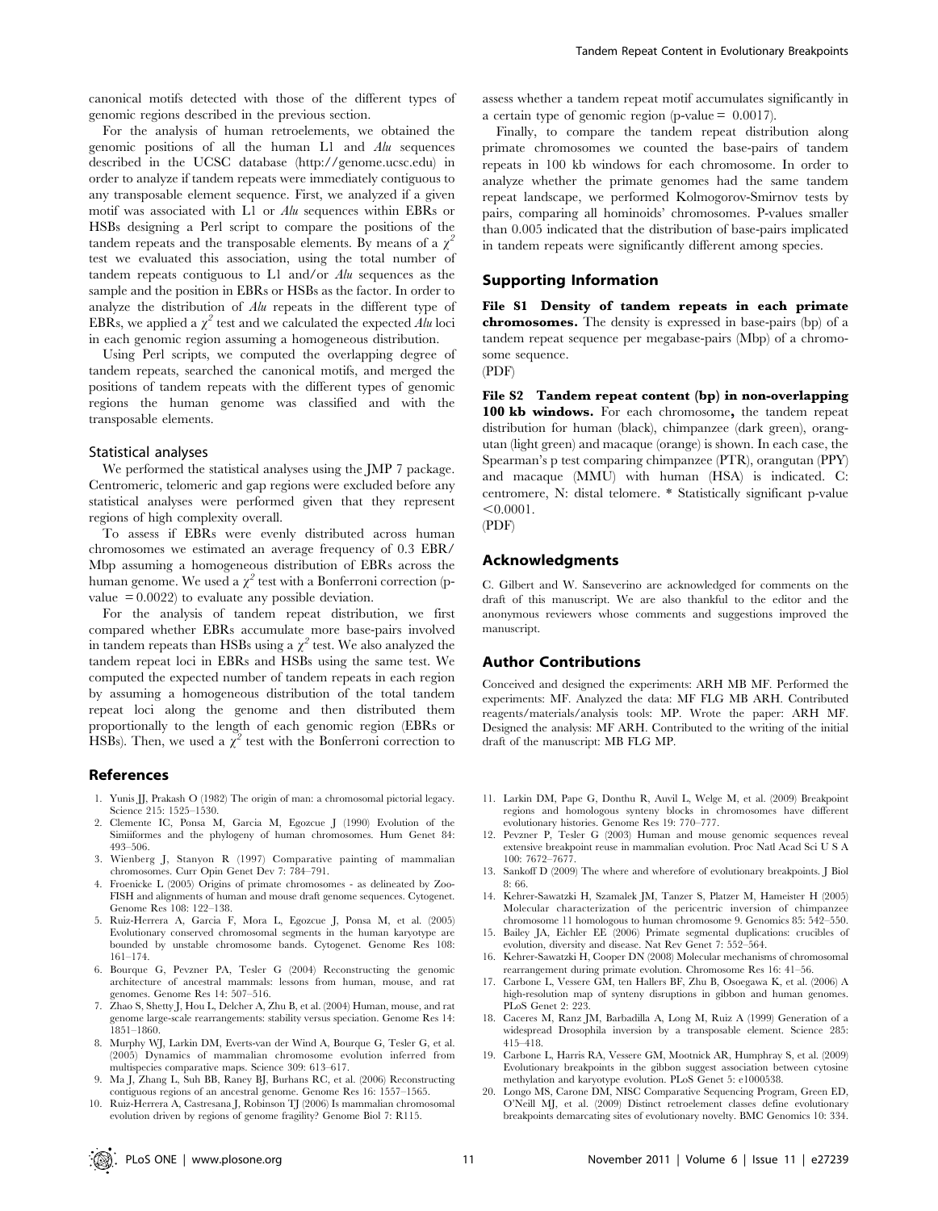canonical motifs detected with those of the different types of genomic regions described in the previous section.

For the analysis of human retroelements, we obtained the genomic positions of all the human L1 and *Alu* sequences described in the UCSC database (http://genome.ucsc.edu) in order to analyze if tandem repeats were immediately contiguous to any transposable element sequence. First, we analyzed if a given motif was associated with L1 or *Alu* sequences within EBRs or HSBs designing a Perl script to compare the positions of the tandem repeats and the transposable elements. By means of a $\chi^2$ test we evaluated this association, using the total number of tandem repeats contiguous to L1 and/or *Alu* sequences as the sample and the position in EBRs or HSBs as the factor. In order to analyze the distribution of *Alu* repeats in the different type of EBRs, we applied a $\chi^2$ test and we calculated the expected *Alu* loci in each genomic region assuming a homogeneous distribution.

Using Perl scripts, we computed the overlapping degree of tandem repeats, searched the canonical motifs, and merged the positions of tandem repeats with the different types of genomic regions the human genome was classified and with the transposable elements.

### Statistical analyses

We performed the statistical analyses using the JMP 7 package. Centromeric, telomeric and gap regions were excluded before any statistical analyses were performed given that they represent regions of high complexity overall.

To assess if EBRs were evenly distributed across human chromosomes we estimated an average frequency of 0.3 EBR/Mbp assuming a homogeneous distribution of EBRs across the human genome. We used a $\chi^2$ test with a Bonferroni correction (p-value $= 0.0022$) to evaluate any possible deviation.

For the analysis of tandem repeat distribution, we first compared whether EBRs accumulate more base-pairs involved in tandem repeats than HSBs using a $\chi^2$ test. We also analyzed the tandem repeat loci in EBRs and HSBs using the same test. We computed the expected number of tandem repeats in each region by assuming a homogeneous distribution of the total tandem repeat loci along the genome and then distributed them proportionally to the length of each genomic region (EBRs or HSBs). Then, we used a $\chi^2$ test with the Bonferroni correction to assess whether a tandem repeat motif accumulates significantly in a certain type of genomic region (p-value $= 0.0017$).

Finally, to compare the tandem repeat distribution along primate chromosomes we counted the base-pairs of tandem repeats in 100 kb windows for each chromosome. In order to analyze whether the primate genomes had the same tandem repeat landscape, we performed Kolmogorov-Smirnov tests by pairs, comparing all hominoids' chromosomes. P-values smaller than 0.005 indicated that the distribution of base-pairs implicated in tandem repeats were significantly different among species.

## Supporting Information

**File S1 Density of tandem repeats in each primate chromosomes.** The density is expressed in base-pairs (bp) of a tandem repeat sequence per megabase-pairs (Mbp) of a chromosome sequence.
(PDF)

**File S2 Tandem repeat content (bp) in non-overlapping 100 kb windows.** For each chromosome, the tandem repeat distribution for human (black), chimpanzee (dark green), orangutan (light green) and macaque (orange) is shown. In each case, the Spearman's ρ test comparing chimpanzee (PTR), orangutan (PPY) and macaque (MMU) with human (HSA) is indicated. C: centromere, N: distal telomere. * Statistically significant p-value $<0.0001$.
(PDF)

## Acknowledgments

C. Gilbert and W. Sanseverino are acknowledged for comments on the draft of this manuscript. We are also thankful to the editor and the anonymous reviewers whose comments and suggestions improved the manuscript.

## Author Contributions

Conceived and designed the experiments: ARH MB MF. Performed the experiments: MF. Analyzed the data: MF FLG MB ARH. Contributed reagents/materials/analysis tools: MP. Wrote the paper: ARH MF. Designed the analysis: MF ARH. Contributed to the writing of the initial draft of the manuscript: MB FLG MP.

## References

1. Yunis JJ, Prakash O (1982) The origin of man: a chromosomal pictorial legacy. Science 215: 1525–1530.
2. Clemente IC, Ponsa M, Garcia M, Egozcue J (1990) Evolution of the Simiiformes and the phylogeny of human chromosomes. Hum Genet 84: 493–506.
3. Wienberg J, Stanyon R (1997) Comparative painting of mammalian chromosomes. Curr Opin Genet Dev 7: 784–791.
4. Froenicke L (2005) Origins of primate chromosomes - as delineated by Zoo-FISH and alignments of human and mouse draft genome sequences. Cytogenet. Genome Res 108: 122–138.
5. Ruiz-Herrera A, Garcia F, Mora L, Egozcue J, Ponsa M, et al. (2005) Evolutionary conserved chromosomal segments in the human karyotype are bounded by unstable chromosome bands. Cytogenet. Genome Res 108: 161–174.
6. Bourque G, Pevzner PA, Tesler G (2004) Reconstructing the genomic architecture of ancestral mammals: lessons from human, mouse, and rat genomes. Genome Res 14: 507–516.
7. Zhao S, Shetty J, Hou L, Delcher A, Zhu B, et al. (2004) Human, mouse, and rat genome large-scale rearrangements: stability versus speciation. Genome Res 14: 1851–1860.
8. Murphy WJ, Larkin DM, Everts-van der Wind A, Bourque G, Tesler G, et al. (2005) Dynamics of mammalian chromosome evolution inferred from multispecies comparative maps. Science 309: 613–617.
9. Ma J, Zhang L, Suh BB, Raney BJ, Burhans RC, et al. (2006) Reconstructing contiguous regions of an ancestral genome. Genome Res 16: 1557–1565.
10. Ruiz-Herrera A, Castresana J, Robinson TJ (2006) Is mammalian chromosomal evolution driven by regions of genome fragility? Genome Biol 7: R115.
11. Larkin DM, Pape G, Donthu R, Auvil L, Welge M, et al. (2009) Breakpoint regions and homologous synteny blocks in chromosomes have different evolutionary histories. Genome Res 19: 770–777.
12. Pevzner P, Tesler G (2003) Human and mouse genomic sequences reveal extensive breakpoint reuse in mammalian evolution. Proc Natl Acad Sci U S A 100: 7672–7677.
13. Sankoff D (2009) The where and wherefore of evolutionary breakpoints. J Biol 8: 66.
14. Kehrer-Sawatzki H, Szamalek JM, Tanzer S, Platzer M, Hameister H (2005) Molecular characterization of the pericentric inversion of chimpanzee chromosome 11 homologous to human chromosome 9. Genomics 85: 542–550.
15. Bailey JA, Eichler EE (2006) Primate segmental duplications: crucibles of evolution, diversity and disease. Nat Rev Genet 7: 552–564.
16. Kehrer-Sawatzki H, Cooper DN (2008) Molecular mechanisms of chromosomal rearrangement during primate evolution. Chromosome Res 16: 41–56.
17. Carbone L, Vessere GM, ten Hallers BF, Zhu B, Osoegawa K, et al. (2006) A high-resolution map of synteny disruptions in gibbon and human genomes. PLoS Genet 2: 223.
18. Caceres M, Ranz JM, Barbadilla A, Long M, Ruiz A (1999) Generation of a widespread Drosophila inversion by a transposable element. Science 285: 415–418.
19. Carbone L, Harris RA, Vessere GM, Mootnick AR, Humphray S, et al. (2009) Evolutionary breakpoints in the gibbon suggest association between cytosine methylation and karyotype evolution. PLoS Genet 5: e1000538.
20. Longo MS, Carone DM, NISC Comparative Sequencing Program, Green ED, O'Neill MJ, et al. (2009) Distinct retroelement classes define evolutionary breakpoints demarcating sites of evolutionary novelty. BMC Genomics 10: 334.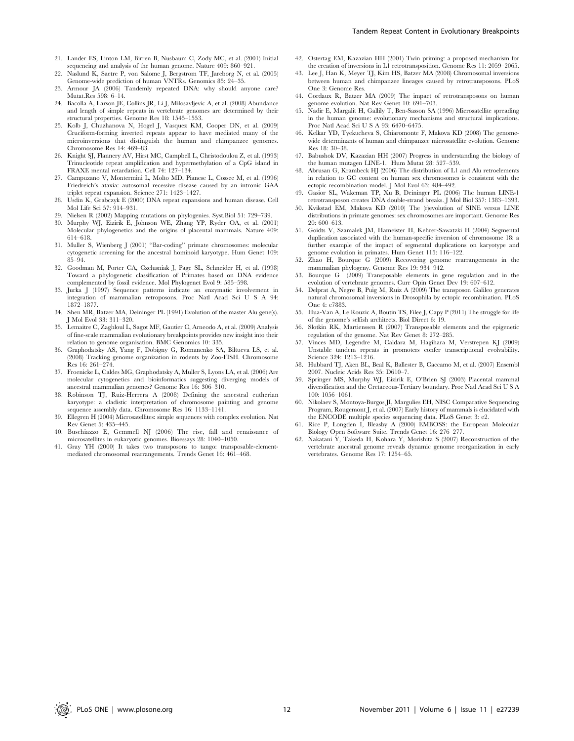21. Lander ES, Linton LM, Birren B, Nusbaum C, Zody MC, et al. (2001) Initial sequencing and analysis of the human genome. Nature 409: 860–921.
22. Naslund K, Saetre P, von Salome J, Bergstrom TF, Jareborg N, et al. (2005) Genome-wide prediction of human VNTRs. Genomics 85: 24–35.
23. Armour JA (2006) Tandemly repeated DNA: why should anyone care? Mutat.Res 598: 6–14.
24. Bacolla A, Larson JE, Collins JR, Li J, Milosavljevic A, et al. (2008) Abundance and length of simple repeats in vertebrate genomes are determined by their structural properties. Genome Res 18: 1545–1553.
25. Kolb J, Chuzhanova N, Hogel J, Vasquez KM, Cooper DN, et al. (2009) Cruciform-forming inverted repeats appear to have mediated many of the microinversions that distinguish the human and chimpanzee genomes. Chromosome Res 14: 469–83.
26. Knight SJ, Flannery AV, Hirst MC, Campbell L, Christodoulou Z, et al. (1993) Trinucleotide repeat amplification and hypermethylation of a CpG island in FRAXE mental retardation. Cell 74: 127–134.
27. Campuzano V, Montermini L, Molto MD, Pianese L, Cossee M, et al. (1996) Friedreich's ataxia: autosomal recessive disease caused by an intronic GAA triplet repeat expansion. Science 271: 1423–1427.
28. Usdin K, Grabczyk E (2000) DNA repeat expansions and human disease. Cell Mol Life Sci 57: 914–931.
29. Nielsen R (2002) Mapping mutations on phylogenies. Syst.Biol 51: 729–739.
30. Murphy WJ, Eizirik E, Johnson WE, Zhang YP, Ryder OA, et al. (2001) Molecular phylogenetics and the origins of placental mammals. Nature 409: 614–618.
31. Muller S, Wienberg J (2001) "Bar-coding" primate chromosomes: molecular cytogenetic screening for the ancestral hominoid karyotype. Hum Genet 109: 85–94.
32. Goodman M, Porter CA, Czelusniak J, Page SL, Schneider H, et al. (1998) Toward a phylogenetic classification of Primates based on DNA evidence complemented by fossil evidence. Mol Phylogenet Evol 9: 585–598.
33. Jurka J (1997) Sequence patterns indicate an enzymatic involvement in integration of mammalian retroposons. Proc Natl Acad Sci U S A 94: 1872–1877.
34. Shen MR, Batzer MA, Deininger PL (1991) Evolution of the master Alu gene(s). J Mol Evol 33: 311–320.
35. Lemaitre C, Zaghloul L, Sagot MF, Gautier C, Arneodo A, et al. (2009) Analysis of fine-scale mammalian evolutionary breakpoints provides new insight into their relation to genome organisation. BMC Genomics 10: 335.
36. Graphodatsky AS, Yang F, Dobigny G, Romanenko SA, Biltueva LS, et al. (2008) Tracking genome organization in rodents by Zoo-FISH. Chromosome Res 16: 261–274.
37. Froenicke L, Caldes MG, Graphodatsky A, Muller S, Lyons LA, et al. (2006) Are molecular cytogenetics and bioinformatics suggesting diverging models of ancestral mammalian genomes? Genome Res 16: 306–310.
38. Robinson TJ, Ruiz-Herrera A (2008) Defining the ancestral eutherian karyotype: a cladistic interpretation of chromosome painting and genome sequence assembly data. Chromosome Res 16: 1133–1141.
39. Ellegren H (2004) Microsatellites: simple sequences with complex evolution. Nat Rev Genet 5: 435–445.
40. Buschiazzo E, Gemmell NJ (2006) The rise, fall and renaissance of microsatellites in eukaryotic genomes. Bioessays 28: 1040–1050.
41. Gray YH (2000) It takes two transposons to tango: transposable-element-mediated chromosomal rearrangements. Trends Genet 16: 461–468.
42. Ostertag EM, Kazazian HH (2001) Twin priming: a proposed mechanism for the creation of inversions in L1 retrotransposition. Genome Res 11: 2059–2065.
43. Lee J, Han K, Meyer TJ, Kim HS, Batzer MA (2008) Chromosomal inversions between human and chimpanzee lineages caused by retrotransposons. PLoS One 3: Genome Res.
44. Cordaux R, Batzer MA (2009) The impact of retrotransposons on human genome evolution. Nat Rev Genet 10: 691–703.
45. Nadir E, Margalit H, Gallily T, Ben-Sasson SA (1996) Microsatellite spreading in the human genome: evolutionary mechanisms and structural implications. Proc Natl Acad Sci U S A 93: 6470–6475.
46. Kelkar YD, Tyekucheva S, Chiaromonte F, Makova KD (2008) The genome-wide determinants of human and chimpanzee microsatellite evolution. Genome Res 18: 30–38.
47. Babushok DV, Kazazian HH (2007) Progress in understanding the biology of the human mutagen LINE-1. Hum Mutat 28: 527–539.
48. Abrusan G, Krambeck HJ (2006) The distribution of L1 and Alu retroelements in relation to GC content on human sex chromosomes is consistent with the ectopic recombination model. J Mol Evol 63: 484–492.
49. Gasior SL, Wakeman TP, Xu B, Deininger PL (2006) The human LINE-1 retrotransposon creates DNA double-strand breaks. J Mol Biol 357: 1383–1393.
50. Kvikstad EM, Makova KD (2010) The (r)evolution of SINE versus LINE distributions in primate genomes: sex chromosomes are important. Genome Res 20: 600–613.
51. Goidts V, Szamalek JM, Hameister H, Kehrer-Sawatzki H (2004) Segmental duplication associated with the human-specific inversion of chromosome 18: a further example of the impact of segmental duplications on karyotype and genome evolution in primates. Hum Genet 115: 116–122.
52. Zhao H, Bourque G (2009) Recovering genome rearrangements in the mammalian phylogeny. Genome Res 19: 934–942.
53. Bourque G (2009) Transposable elements in gene regulation and in the evolution of vertebrate genomes. Curr Opin Genet Dev 19: 607–612.
54. Delprat A, Negre B, Puig M, Ruiz A (2009) The transposon Galileo generates natural chromosomal inversions in Drosophila by ectopic recombination. PLoS One 4: e7883.
55. Hua-Van A, Le Rouzic A, Boutin TS, Filee J, Capy P (2011) The struggle for life of the genome's selfish architects. Biol Direct 6: 19.
56. Slotkin RK, Martienssen R (2007) Transposable elements and the epigenetic regulation of the genome. Nat Rev Genet 8: 272–285.
57. Vinces MD, Legendre M, Caldara M, Hagihara M, Verstrepen KJ (2009) Unstable tandem repeats in promoters confer transcriptional evolvability. Science 324: 1213–1216.
58. Hubbard TJ, Aken BL, Beal K, Ballester B, Caccamo M, et al. (2007) Ensembl 2007. Nucleic Acids Res 35: D610–7.
59. Springer MS, Murphy WJ, Eizirik E, O'Brien SJ (2003) Placental mammal diversification and the Cretaceous-Tertiary boundary. Proc Natl Acad Sci U S A 100: 1056–1061.
60. Nikolaev S, Montoya-Burgos JI, Margulies EH, NISC Comparative Sequencing Program, Rougemont J, et al. (2007) Early history of mammals is elucidated with the ENCODE multiple species sequencing data. PLoS Genet 3: e2.
61. Rice P, Longden I, Bleasby A (2000) EMBOSS: the European Molecular Biology Open Software Suite. Trends Genet 16: 276–277.
62. Nakatani Y, Takeda H, Kohara Y, Morishita S (2007) Reconstruction of the vertebrate ancestral genome reveals dynamic genome reorganization in early vertebrates. Genome Res 17: 1254–65.